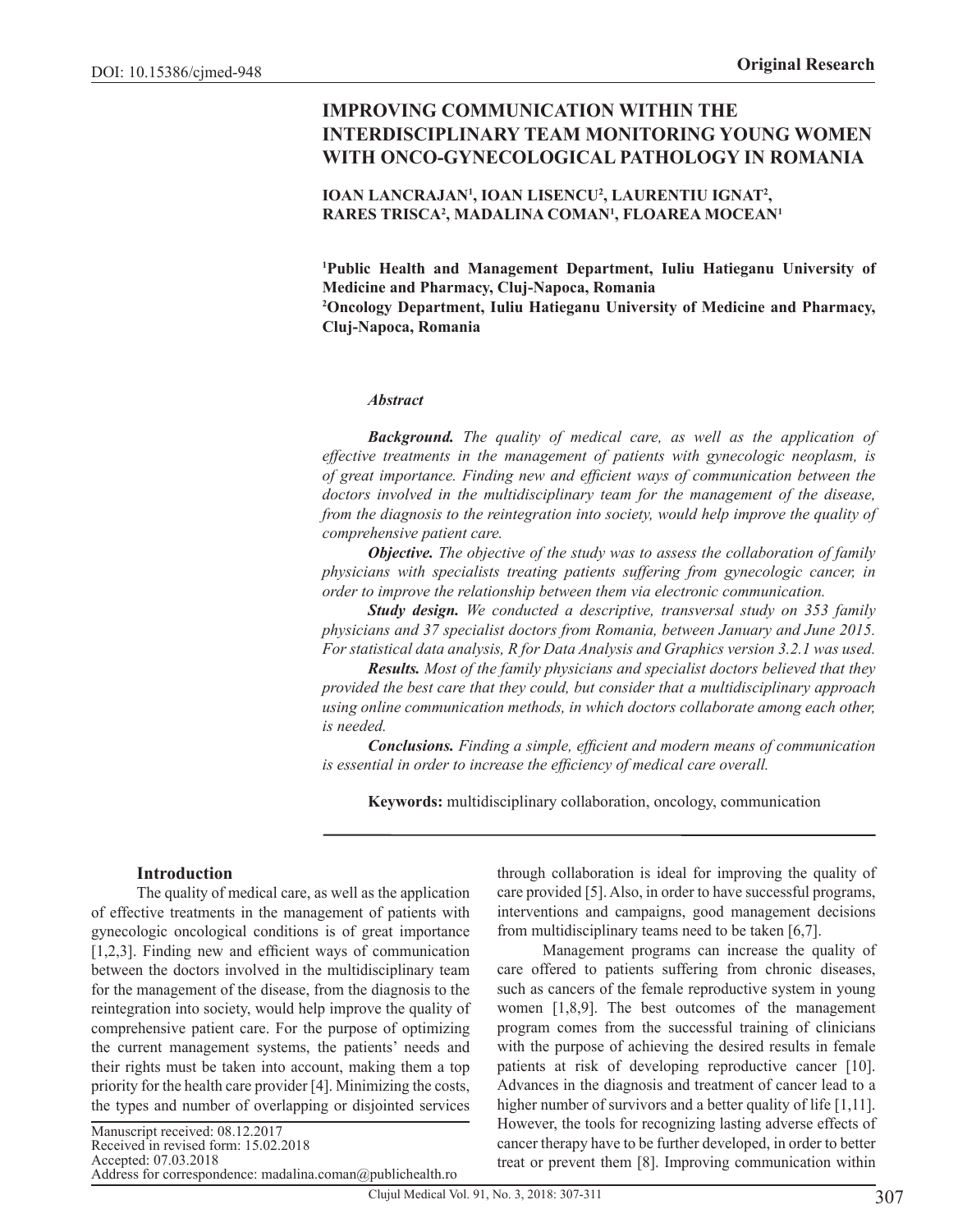DOI: 10.15386/cjmed-948

Original Research

# IMPROVING COMMUNICATION WITHIN THE INTERDISCIPLINARY TEAM MONITORING YOUNG WOMEN WITH ONCO-GYNECOLOGICAL PATHOLOGY IN ROMANIA

**IOAN LANCRAJAN[1], IOAN LISENCU[2], LAURENTIU IGNAT[2], RARES TRISCA[2], MADALINA COMAN[1], FLOAREA MOCEAN[1]**

**[1]Public Health and Management Department, Iuliu Hatieganu University of Medicine and Pharmacy, Cluj-Napoca, Romania**
**[2]Oncology Department, Iuliu Hatieganu University of Medicine and Pharmacy, Cluj-Napoca, Romania**

***Abstract***

***Background.*** *The quality of medical care, as well as the application of effective treatments in the management of patients with gynecologic neoplasm, is of great importance. Finding new and efficient ways of communication between the doctors involved in the multidisciplinary team for the management of the disease, from the diagnosis to the reintegration into society, would help improve the quality of comprehensive patient care.*

***Objective.*** *The objective of the study was to assess the collaboration of family physicians with specialists treating patients suffering from gynecologic cancer, in order to improve the relationship between them via electronic communication.*

***Study design.*** *We conducted a descriptive, transversal study on 353 family physicians and 37 specialist doctors from Romania, between January and June 2015. For statistical data analysis, R for Data Analysis and Graphics version 3.2.1 was used.*

***Results.*** *Most of the family physicians and specialist doctors believed that they provided the best care that they could, but consider that a multidisciplinary approach using online communication methods, in which doctors collaborate among each other, is needed.*

***Conclusions.*** *Finding a simple, efficient and modern means of communication is essential in order to increase the efficiency of medical care overall.*

**Keywords:** multidisciplinary collaboration, oncology, communication

## Introduction

The quality of medical care, as well as the application of effective treatments in the management of patients with gynecologic oncological conditions is of great importance [1,2,3]. Finding new and efficient ways of communication between the doctors involved in the multidisciplinary team for the management of the disease, from the diagnosis to the reintegration into society, would help improve the quality of comprehensive patient care. For the purpose of optimizing the current management systems, the patients' needs and their rights must be taken into account, making them a top priority for the health care provider [4]. Minimizing the costs, the types and number of overlapping or disjointed services through collaboration is ideal for improving the quality of care provided [5]. Also, in order to have successful programs, interventions and campaigns, good management decisions from multidisciplinary teams need to be taken [6,7].

Management programs can increase the quality of care offered to patients suffering from chronic diseases, such as cancers of the female reproductive system in young women [1,8,9]. The best outcomes of the management program comes from the successful training of clinicians with the purpose of achieving the desired results in female patients at risk of developing reproductive cancer [10]. Advances in the diagnosis and treatment of cancer lead to a higher number of survivors and a better quality of life [1,11]. However, the tools for recognizing lasting adverse effects of cancer therapy have to be further developed, in order to better treat or prevent them [8]. Improving communication within

Manuscript received: 08.12.2017
Received in revised form: 15.02.2018
Accepted: 07.03.2018
Address for correspondence: madalina.coman@publichealth.ro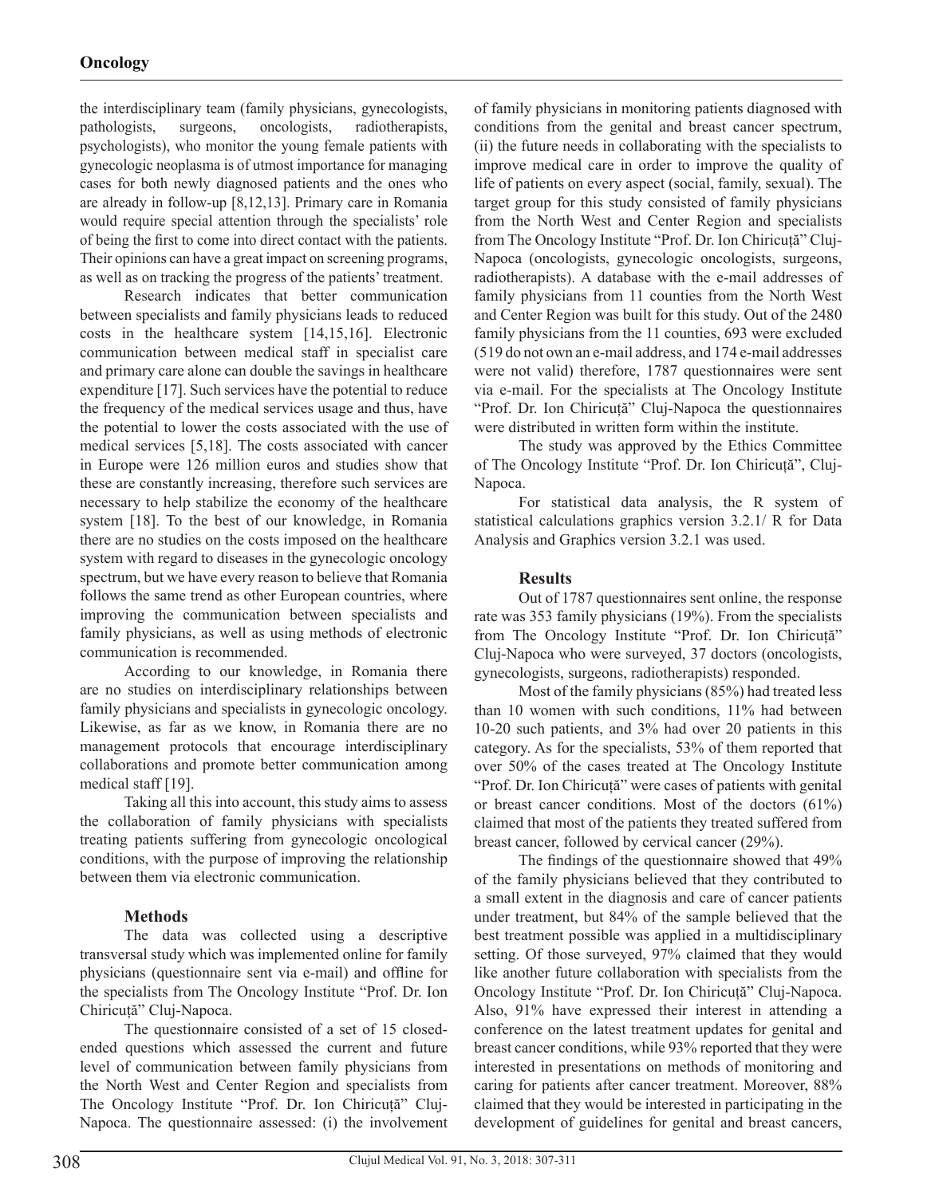the interdisciplinary team (family physicians, gynecologists, pathologists, surgeons, oncologists, radiotherapists, psychologists), who monitor the young female patients with gynecologic neoplasma is of utmost importance for managing cases for both newly diagnosed patients and the ones who are already in follow-up [8,12,13]. Primary care in Romania would require special attention through the specialists' role of being the first to come into direct contact with the patients. Their opinions can have a great impact on screening programs, as well as on tracking the progress of the patients' treatment.

Research indicates that better communication between specialists and family physicians leads to reduced costs in the healthcare system [14,15,16]. Electronic communication between medical staff in specialist care and primary care alone can double the savings in healthcare expenditure [17]. Such services have the potential to reduce the frequency of the medical services usage and thus, have the potential to lower the costs associated with the use of medical services [5,18]. The costs associated with cancer in Europe were 126 million euros and studies show that these are constantly increasing, therefore such services are necessary to help stabilize the economy of the healthcare system [18]. To the best of our knowledge, in Romania there are no studies on the costs imposed on the healthcare system with regard to diseases in the gynecologic oncology spectrum, but we have every reason to believe that Romania follows the same trend as other European countries, where improving the communication between specialists and family physicians, as well as using methods of electronic communication is recommended.

According to our knowledge, in Romania there are no studies on interdisciplinary relationships between family physicians and specialists in gynecologic oncology. Likewise, as far as we know, in Romania there are no management protocols that encourage interdisciplinary collaborations and promote better communication among medical staff [19].

Taking all this into account, this study aims to assess the collaboration of family physicians with specialists treating patients suffering from gynecologic oncological conditions, with the purpose of improving the relationship between them via electronic communication.

## Methods

The data was collected using a descriptive transversal study which was implemented online for family physicians (questionnaire sent via e-mail) and offline for the specialists from The Oncology Institute "Prof. Dr. Ion Chiricuță" Cluj-Napoca.

The questionnaire consisted of a set of 15 closed-ended questions which assessed the current and future level of communication between family physicians from the North West and Center Region and specialists from The Oncology Institute "Prof. Dr. Ion Chiricuță" Cluj-Napoca. The questionnaire assessed: (i) the involvement of family physicians in monitoring patients diagnosed with conditions from the genital and breast cancer spectrum, (ii) the future needs in collaborating with the specialists to improve medical care in order to improve the quality of life of patients on every aspect (social, family, sexual). The target group for this study consisted of family physicians from the North West and Center Region and specialists from The Oncology Institute "Prof. Dr. Ion Chiricuță" Cluj-Napoca (oncologists, gynecologic oncologists, surgeons, radiotherapists). A database with the e-mail addresses of family physicians from 11 counties from the North West and Center Region was built for this study. Out of the 2480 family physicians from the 11 counties, 693 were excluded (519 do not own an e-mail address, and 174 e-mail addresses were not valid) therefore, 1787 questionnaires were sent via e-mail. For the specialists at The Oncology Institute "Prof. Dr. Ion Chiricuță" Cluj-Napoca the questionnaires were distributed in written form within the institute.

The study was approved by the Ethics Committee of The Oncology Institute "Prof. Dr. Ion Chiricuță", Cluj-Napoca.

For statistical data analysis, the R system of statistical calculations graphics version 3.2.1/ R for Data Analysis and Graphics version 3.2.1 was used.

## Results

Out of 1787 questionnaires sent online, the response rate was 353 family physicians (19%). From the specialists from The Oncology Institute "Prof. Dr. Ion Chiricuță" Cluj-Napoca who were surveyed, 37 doctors (oncologists, gynecologists, surgeons, radiotherapists) responded.

Most of the family physicians (85%) had treated less than 10 women with such conditions, 11% had between 10-20 such patients, and 3% had over 20 patients in this category. As for the specialists, 53% of them reported that over 50% of the cases treated at The Oncology Institute "Prof. Dr. Ion Chiricuță" were cases of patients with genital or breast cancer conditions. Most of the doctors (61%) claimed that most of the patients they treated suffered from breast cancer, followed by cervical cancer (29%).

The findings of the questionnaire showed that 49% of the family physicians believed that they contributed to a small extent in the diagnosis and care of cancer patients under treatment, but 84% of the sample believed that the best treatment possible was applied in a multidisciplinary setting. Of those surveyed, 97% claimed that they would like another future collaboration with specialists from the Oncology Institute "Prof. Dr. Ion Chiricuță" Cluj-Napoca. Also, 91% have expressed their interest in attending a conference on the latest treatment updates for genital and breast cancer conditions, while 93% reported that they were interested in presentations on methods of monitoring and caring for patients after cancer treatment. Moreover, 88% claimed that they would be interested in participating in the development of guidelines for genital and breast cancers,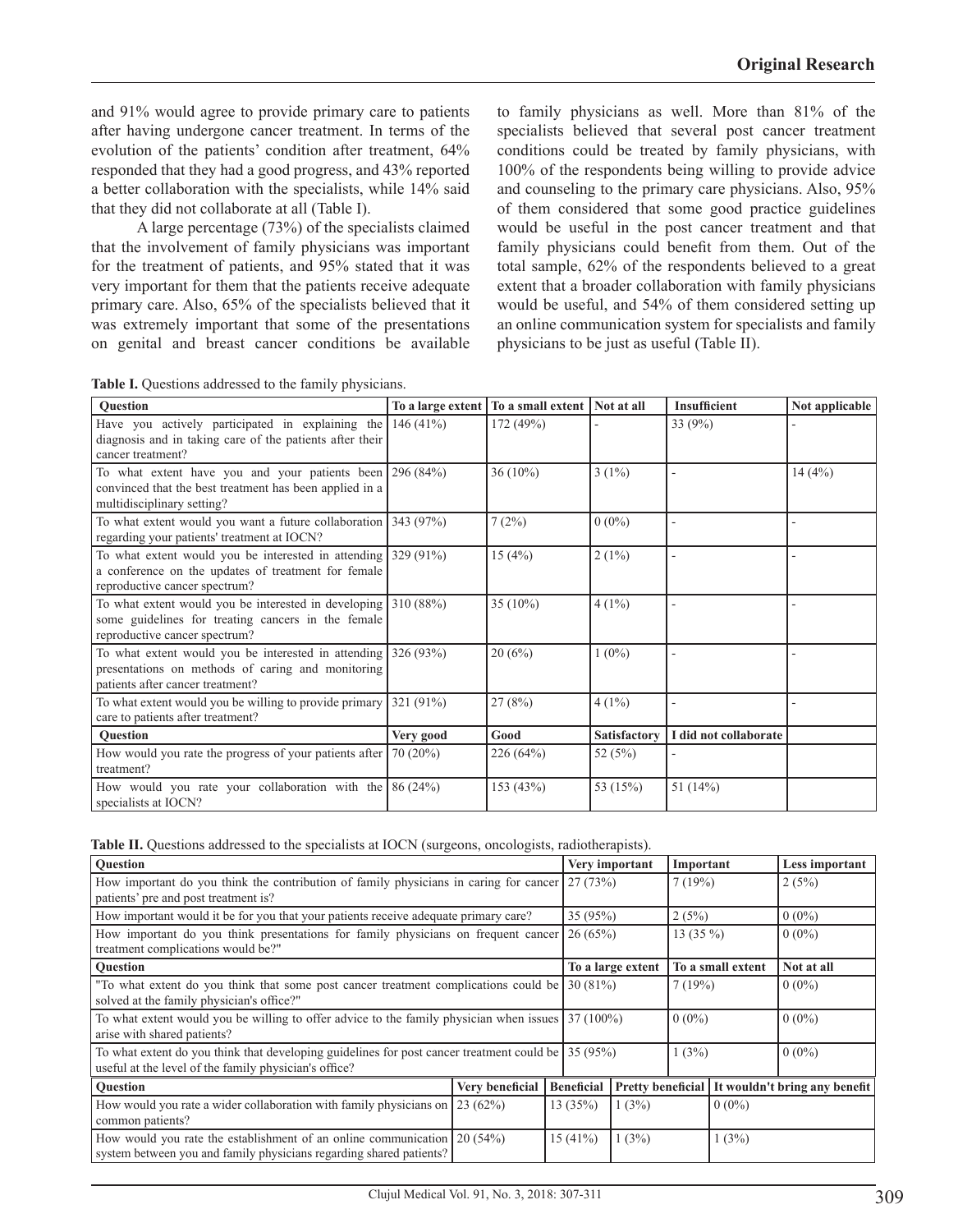and 91% would agree to provide primary care to patients after having undergone cancer treatment. In terms of the evolution of the patients' condition after treatment, 64% responded that they had a good progress, and 43% reported a better collaboration with the specialists, while 14% said that they did not collaborate at all (Table I).

A large percentage (73%) of the specialists claimed that the involvement of family physicians was important for the treatment of patients, and 95% stated that it was very important for them that the patients receive adequate primary care. Also, 65% of the specialists believed that it was extremely important that some of the presentations on genital and breast cancer conditions be available to family physicians as well. More than 81% of the specialists believed that several post cancer treatment conditions could be treated by family physicians, with 100% of the respondents being willing to provide advice and counseling to the primary care physicians. Also, 95% of them considered that some good practice guidelines would be useful in the post cancer treatment and that family physicians could benefit from them. Out of the total sample, 62% of the respondents believed to a great extent that a broader collaboration with family physicians would be useful, and 54% of them considered setting up an online communication system for specialists and family physicians to be just as useful (Table II).

**Table I.** Questions addressed to the family physicians.

| Question | To a large extent | To a small extent | Not at all | Insufficient | Not applicable |
|---|---|---|---|---|---|
| Have you actively participated in explaining the diagnosis and in taking care of the patients after their cancer treatment? | 146 (41%) | 172 (49%) | - | 33 (9%) | - |
| To what extent have you and your patients been convinced that the best treatment has been applied in a multidisciplinary setting? | 296 (84%) | 36 (10%) | 3 (1%) | - | 14 (4%) |
| To what extent would you want a future collaboration regarding your patients' treatment at IOCN? | 343 (97%) | 7 (2%) | 0 (0%) | - | - |
| To what extent would you be interested in attending a conference on the updates of treatment for female reproductive cancer spectrum? | 329 (91%) | 15 (4%) | 2 (1%) | - | - |
| To what extent would you be interested in developing some guidelines for treating cancers in the female reproductive cancer spectrum? | 310 (88%) | 35 (10%) | 4 (1%) | - | - |
| To what extent would you be interested in attending presentations on methods of caring and monitoring patients after cancer treatment? | 326 (93%) | 20 (6%) | 1 (0%) | - | - |
| To what extent would you be willing to provide primary care to patients after treatment? | 321 (91%) | 27 (8%) | 4 (1%) | - | - |
| **Question** | **Very good** | **Good** | **Satisfactory** | **I did not collaborate** | |
| How would you rate the progress of your patients after treatment? | 70 (20%) | 226 (64%) | 52 (5%) | - | |
| How would you rate your collaboration with the specialists at IOCN? | 86 (24%) | 153 (43%) | 53 (15%) | 51 (14%) | |

**Table II.** Questions addressed to the specialists at IOCN (surgeons, oncologists, radiotherapists).

| Question | Very important | Important | Less important | |
|---|---|---|---|---|
| How important do you think the contribution of family physicians in caring for cancer patients' pre and post treatment is? | 27 (73%) | 7 (19%) | 2 (5%) | |
| How important would it be for you that your patients receive adequate primary care? | 35 (95%) | 2 (5%) | 0 (0%) | |
| How important do you think presentations for family physicians on frequent cancer treatment complications would be?" | 26 (65%) | 13 (35 %) | 0 (0%) | |
| **Question** | **To a large extent** | **To a small extent** | **Not at all** | |
| "To what extent do you think that some post cancer treatment complications could be solved at the family physician's office?" | 30 (81%) | 7 (19%) | 0 (0%) | |
| To what extent would you be willing to offer advice to the family physician when issues arise with shared patients? | 37 (100%) | 0 (0%) | 0 (0%) | |
| To what extent do you think that developing guidelines for post cancer treatment could be useful at the level of the family physician's office? | 35 (95%) | 1 (3%) | 0 (0%) | |
| **Question** | **Very beneficial** | **Beneficial** | **Pretty beneficial** | **It wouldn't bring any benefit** |
| How would you rate a wider collaboration with family physicians on common patients? | 23 (62%) | 13 (35%) | 1 (3%) | 0 (0%) |
| How would you rate the establishment of an online communication system between you and family physicians regarding shared patients? | 20 (54%) | 15 (41%) | 1 (3%) | 1 (3%) |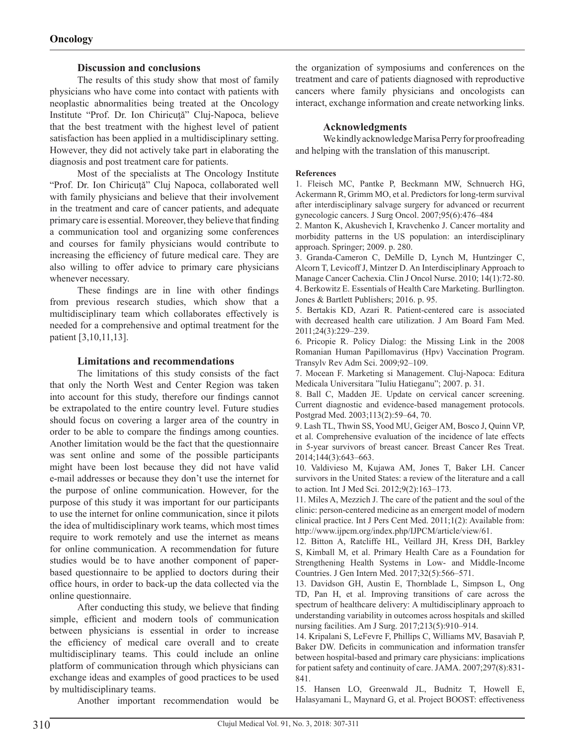## Discussion and conclusions

The results of this study show that most of family physicians who have come into contact with patients with neoplastic abnormalities being treated at the Oncology Institute "Prof. Dr. Ion Chiricuţă" Cluj-Napoca, believe that the best treatment with the highest level of patient satisfaction has been applied in a multidisciplinary setting. However, they did not actively take part in elaborating the diagnosis and post treatment care for patients.

Most of the specialists at The Oncology Institute "Prof. Dr. Ion Chiricuţă" Cluj Napoca, collaborated well with family physicians and believe that their involvement in the treatment and care of cancer patients, and adequate primary care is essential. Moreover, they believe that finding a communication tool and organizing some conferences and courses for family physicians would contribute to increasing the efficiency of future medical care. They are also willing to offer advice to primary care physicians whenever necessary.

These findings are in line with other findings from previous research studies, which show that a multidisciplinary team which collaborates effectively is needed for a comprehensive and optimal treatment for the patient [3,10,11,13].

## Limitations and recommendations

The limitations of this study consists of the fact that only the North West and Center Region was taken into account for this study, therefore our findings cannot be extrapolated to the entire country level. Future studies should focus on covering a larger area of the country in order to be able to compare the findings among counties. Another limitation would be the fact that the questionnaire was sent online and some of the possible participants might have been lost because they did not have valid e-mail addresses or because they don't use the internet for the purpose of online communication. However, for the purpose of this study it was important for our participants to use the internet for online communication, since it pilots the idea of multidisciplinary work teams, which most times require to work remotely and use the internet as means for online communication. A recommendation for future studies would be to have another component of paper-based questionnaire to be applied to doctors during their office hours, in order to back-up the data collected via the online questionnaire.

After conducting this study, we believe that finding simple, efficient and modern tools of communication between physicians is essential in order to increase the efficiency of medical care overall and to create multidisciplinary teams. This could include an online platform of communication through which physicians can exchange ideas and examples of good practices to be used by multidisciplinary teams.

Another important recommendation would be the organization of symposiums and conferences on the treatment and care of patients diagnosed with reproductive cancers where family physicians and oncologists can interact, exchange information and create networking links.

## Acknowledgments

We kindly acknowledge Marisa Perry for proofreading and helping with the translation of this manuscript.

**References**

1. Fleisch MC, Pantke P, Beckmann MW, Schnuerch HG, Ackermann R, Grimm MO, et al. Predictors for long-term survival after interdisciplinary salvage surgery for advanced or recurrent gynecologic cancers. J Surg Oncol. 2007;95(6):476–484
2. Manton K, Akushevich I, Kravchenko J. Cancer mortality and morbidity patterns in the US population: an interdisciplinary approach. Springer; 2009. p. 280.
3. Granda-Cameron C, DeMille D, Lynch M, Huntzinger C, Alcorn T, Levicoff J, Mintzer D. An Interdisciplinary Approach to Manage Cancer Cachexia. Clin J Oncol Nurse. 2010; 14(1):72-80.
4. Berkowitz E. Essentials of Health Care Marketing. Burllington. Jones & Bartlett Publishers; 2016. p. 95.
5. Bertakis KD, Azari R. Patient-centered care is associated with decreased health care utilization. J Am Board Fam Med. 2011;24(3):229–239.
6. Pricopie R. Policy Dialog: the Missing Link in the 2008 Romanian Human Papillomavirus (Hpv) Vaccination Program. Transylv Rev Adm Sci. 2009;92–109.
7. Mocean F. Marketing si Management. Cluj-Napoca: Editura Medicala Universitara "Iuliu Hatieganu"; 2007. p. 31.
8. Ball C, Madden JE. Update on cervical cancer screening. Current diagnostic and evidence-based management protocols. Postgrad Med. 2003;113(2):59–64, 70.
9. Lash TL, Thwin SS, Yood MU, Geiger AM, Bosco J, Quinn VP, et al. Comprehensive evaluation of the incidence of late effects in 5-year survivors of breast cancer. Breast Cancer Res Treat. 2014;144(3):643–663.
10. Valdivieso M, Kujawa AM, Jones T, Baker LH. Cancer survivors in the United States: a review of the literature and a call to action. Int J Med Sci. 2012;9(2):163–173.
11. Miles A, Mezzich J. The care of the patient and the soul of the clinic: person-centered medicine as an emergent model of modern clinical practice. Int J Pers Cent Med. 2011;1(2): Available from: http://www.ijpcm.org/index.php/IJPCM/article/view/61.
12. Bitton A, Ratcliffe HL, Veillard JH, Kress DH, Barkley S, Kimball M, et al. Primary Health Care as a Foundation for Strengthening Health Systems in Low- and Middle-Income Countries. J Gen Intern Med. 2017;32(5):566–571.
13. Davidson GH, Austin E, Thornblade L, Simpson L, Ong TD, Pan H, et al. Improving transitions of care across the spectrum of healthcare delivery: A multidisciplinary approach to understanding variability in outcomes across hospitals and skilled nursing facilities. Am J Surg. 2017;213(5):910–914.
14. Kripalani S, LeFevre F, Phillips C, Williams MV, Basaviah P, Baker DW. Deficits in communication and information transfer between hospital-based and primary care physicians: implications for patient safety and continuity of care. JAMA. 2007;297(8):831-841.
15. Hansen LO, Greenwald JL, Budnitz T, Howell E, Halasyamani L, Maynard G, et al. Project BOOST: effectiveness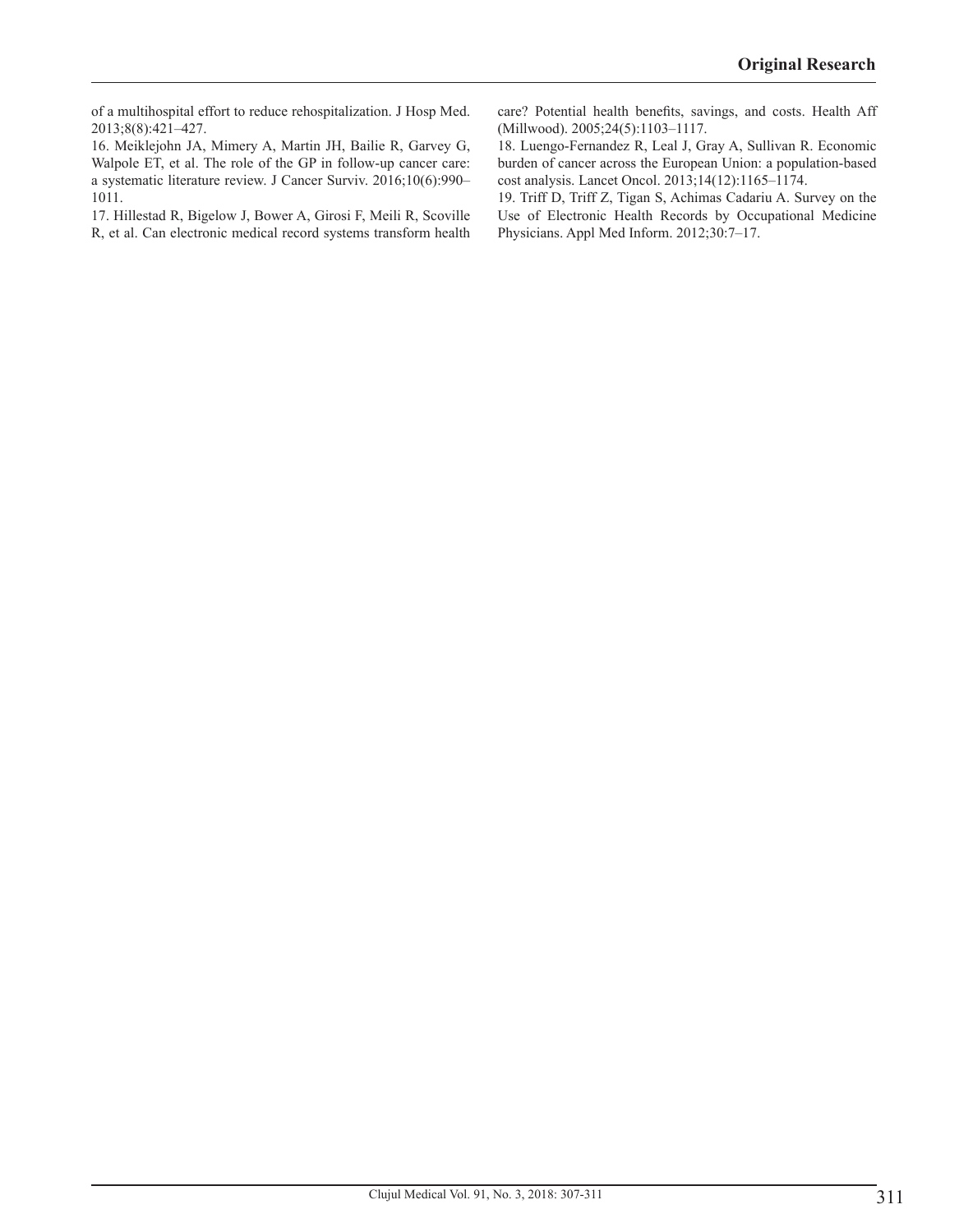of a multihospital effort to reduce rehospitalization. J Hosp Med. 2013;8(8):421–427.

16. Meiklejohn JA, Mimery A, Martin JH, Bailie R, Garvey G, Walpole ET, et al. The role of the GP in follow-up cancer care: a systematic literature review. J Cancer Surviv. 2016;10(6):990–1011.

17. Hillestad R, Bigelow J, Bower A, Girosi F, Meili R, Scoville R, et al. Can electronic medical record systems transform health care? Potential health benefits, savings, and costs. Health Aff (Millwood). 2005;24(5):1103–1117.

18. Luengo-Fernandez R, Leal J, Gray A, Sullivan R. Economic burden of cancer across the European Union: a population-based cost analysis. Lancet Oncol. 2013;14(12):1165–1174.

19. Triff D, Triff Z, Tigan S, Achimas Cadariu A. Survey on the Use of Electronic Health Records by Occupational Medicine Physicians. Appl Med Inform. 2012;30:7–17.